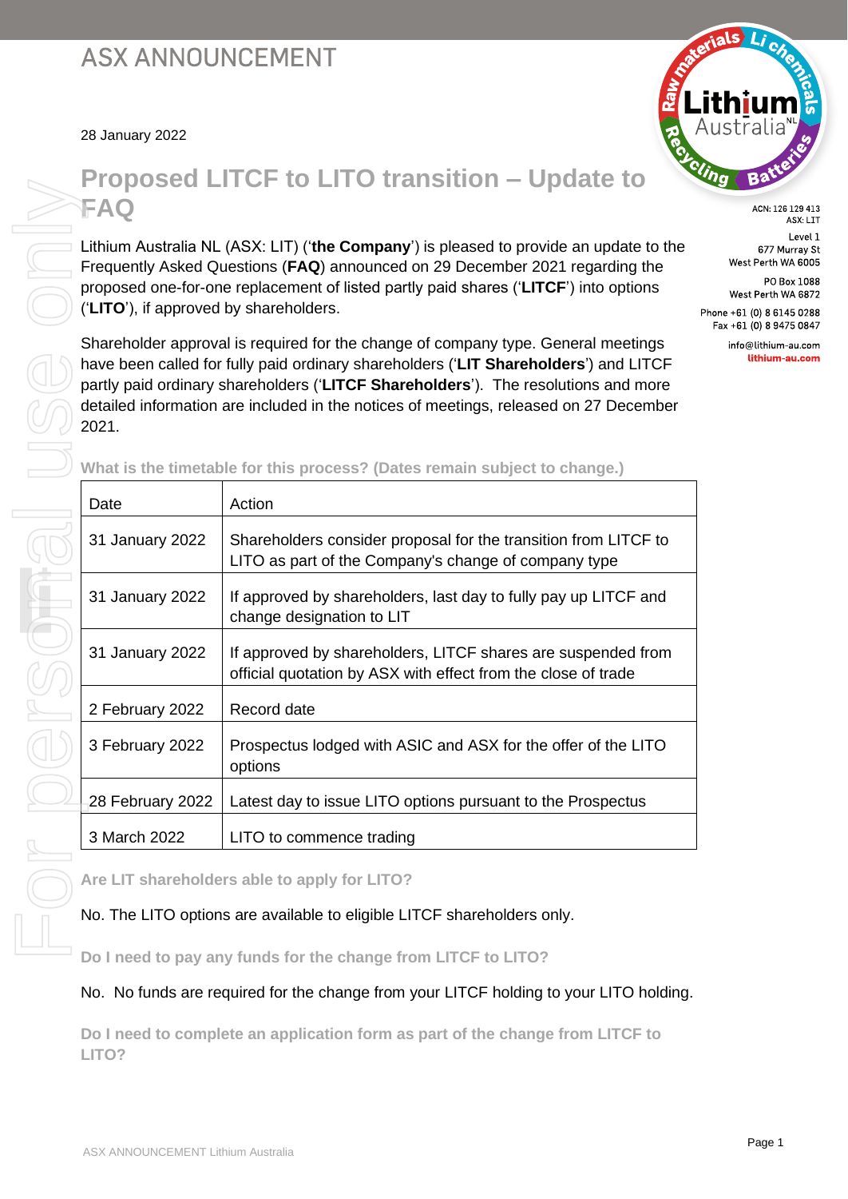# ASX ANNOUNCEMENT

28 January 2022

ACN: 126 129 413
ASX: LIT

Level 1
677 Murray St
West Perth WA 6005

PO Box 1088
West Perth WA 6872

Phone +61 (0) 8 6145 0288
Fax +61 (0) 8 9475 0847

info@lithium-au.com
lithium-au.com

## Proposed LITCF to LITO transition – Update to FAQ

Lithium Australia NL (ASX: LIT) ('**the Company**') is pleased to provide an update to the Frequently Asked Questions (**FAQ**) announced on 29 December 2021 regarding the proposed one-for-one replacement of listed partly paid shares ('**LITCF**') into options ('**LITO**'), if approved by shareholders.

Shareholder approval is required for the change of company type. General meetings have been called for fully paid ordinary shareholders ('**LIT Shareholders**') and LITCF partly paid ordinary shareholders ('**LITCF Shareholders**'). The resolutions and more detailed information are included in the notices of meetings, released on 27 December 2021.

### What is the timetable for this process? (Dates remain subject to change.)

| Date | Action |
|---|---|
| 31 January 2022 | Shareholders consider proposal for the transition from LITCF to LITO as part of the Company's change of company type |
| 31 January 2022 | If approved by shareholders, last day to fully pay up LITCF and change designation to LIT |
| 31 January 2022 | If approved by shareholders, LITCF shares are suspended from official quotation by ASX with effect from the close of trade |
| 2 February 2022 | Record date |
| 3 February 2022 | Prospectus lodged with ASIC and ASX for the offer of the LITO options |
| 28 February 2022 | Latest day to issue LITO options pursuant to the Prospectus |
| 3 March 2022 | LITO to commence trading |

### Are LIT shareholders able to apply for LITO?

No. The LITO options are available to eligible LITCF shareholders only.

### Do I need to pay any funds for the change from LITCF to LITO?

No. No funds are required for the change from your LITCF holding to your LITO holding.

### Do I need to complete an application form as part of the change from LITCF to LITO?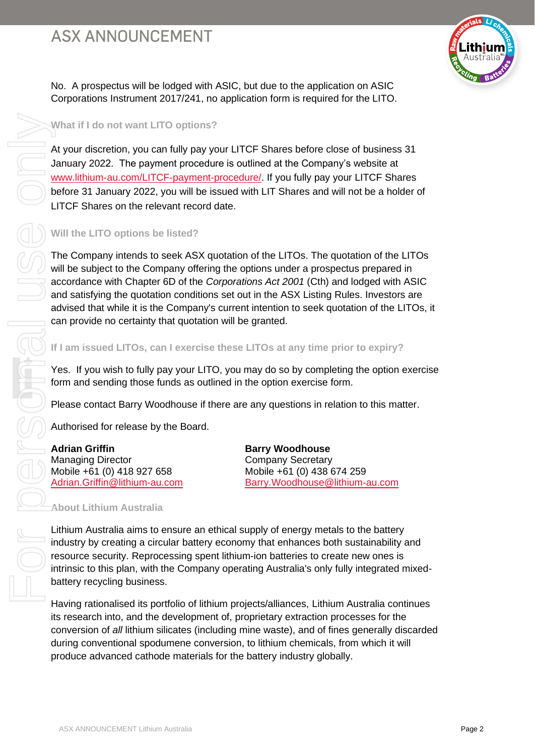No. A prospectus will be lodged with ASIC, but due to the application on ASIC Corporations Instrument 2017/241, no application form is required for the LITO.

### What if I do not want LITO options?

At your discretion, you can fully pay your LITCF Shares before close of business 31 January 2022. The payment procedure is outlined at the Company's website at www.lithium-au.com/LITCF-payment-procedure/. If you fully pay your LITCF Shares before 31 January 2022, you will be issued with LIT Shares and will not be a holder of LITCF Shares on the relevant record date.

### Will the LITO options be listed?

The Company intends to seek ASX quotation of the LITOs. The quotation of the LITOs will be subject to the Company offering the options under a prospectus prepared in accordance with Chapter 6D of the *Corporations Act 2001* (Cth) and lodged with ASIC and satisfying the quotation conditions set out in the ASX Listing Rules. Investors are advised that while it is the Company's current intention to seek quotation of the LITOs, it can provide no certainty that quotation will be granted.

### If I am issued LITOs, can I exercise these LITOs at any time prior to expiry?

Yes. If you wish to fully pay your LITO, you may do so by completing the option exercise form and sending those funds as outlined in the option exercise form.

Please contact Barry Woodhouse if there are any questions in relation to this matter.

Authorised for release by the Board.

**Adrian Griffin**
Managing Director
Mobile +61 (0) 418 927 658
Adrian.Griffin@lithium-au.com

**Barry Woodhouse**
Company Secretary
Mobile +61 (0) 438 674 259
Barry.Woodhouse@lithium-au.com

### About Lithium Australia

Lithium Australia aims to ensure an ethical supply of energy metals to the battery industry by creating a circular battery economy that enhances both sustainability and resource security. Reprocessing spent lithium-ion batteries to create new ones is intrinsic to this plan, with the Company operating Australia's only fully integrated mixed-battery recycling business.

Having rationalised its portfolio of lithium projects/alliances, Lithium Australia continues its research into, and the development of, proprietary extraction processes for the conversion of *all* lithium silicates (including mine waste), and of fines generally discarded during conventional spodumene conversion, to lithium chemicals, from which it will produce advanced cathode materials for the battery industry globally.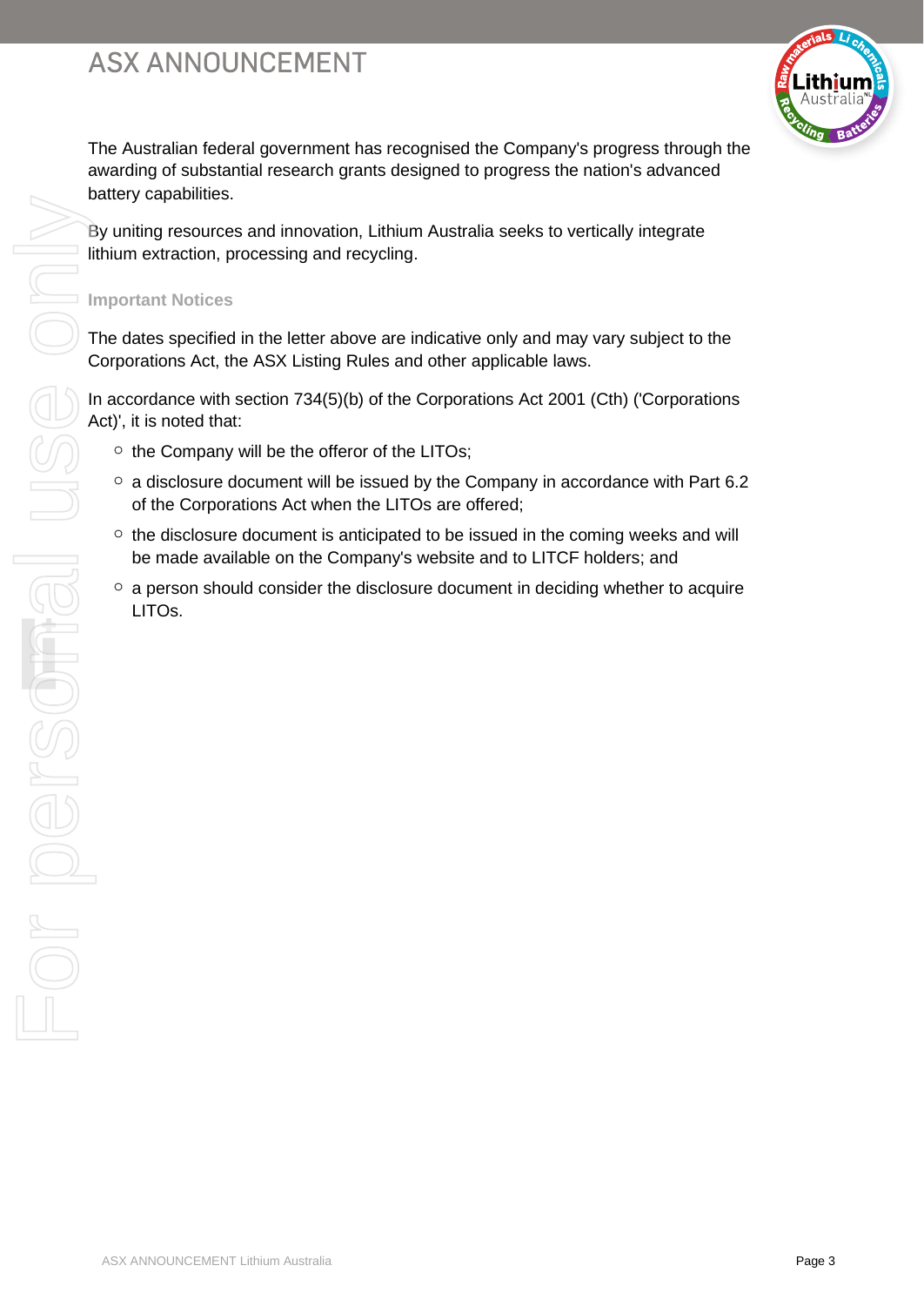The Australian federal government has recognised the Company's progress through the awarding of substantial research grants designed to progress the nation's advanced battery capabilities.

By uniting resources and innovation, Lithium Australia seeks to vertically integrate lithium extraction, processing and recycling.

**Important Notices**

The dates specified in the letter above are indicative only and may vary subject to the Corporations Act, the ASX Listing Rules and other applicable laws.

In accordance with section 734(5)(b) of the Corporations Act 2001 (Cth) ('Corporations Act)', it is noted that:

- the Company will be the offeror of the LITOs;
- a disclosure document will be issued by the Company in accordance with Part 6.2 of the Corporations Act when the LITOs are offered;
- the disclosure document is anticipated to be issued in the coming weeks and will be made available on the Company's website and to LITCF holders; and
- a person should consider the disclosure document in deciding whether to acquire LITOs.